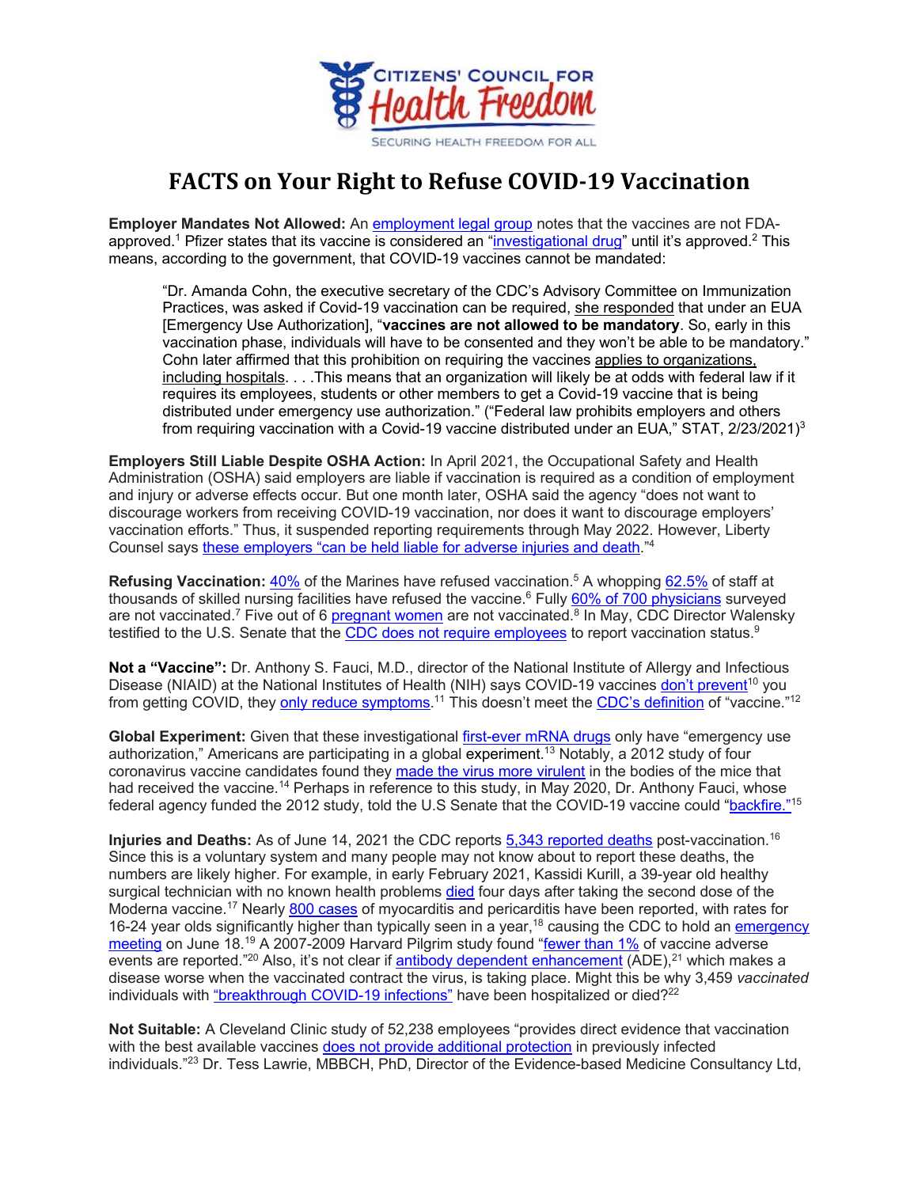CITIZENS' COUNCIL FOR Health Freedom

SECURING HEALTH FREEDOM FOR ALL

# FACTS on Your Right to Refuse COVID-19 Vaccination

**Employer Mandates Not Allowed:** An employment legal group notes that the vaccines are not FDA-approved.[1] Pfizer states that its vaccine is considered an "investigational drug" until it's approved.[2] This means, according to the government, that COVID-19 vaccines cannot be mandated:

> "Dr. Amanda Cohn, the executive secretary of the CDC's Advisory Committee on Immunization Practices, was asked if Covid-19 vaccination can be required, she responded that under an EUA [Emergency Use Authorization], "**vaccines are not allowed to be mandatory**. So, early in this vaccination phase, individuals will have to be consented and they won't be able to be mandatory." Cohn later affirmed that this prohibition on requiring the vaccines applies to organizations, including hospitals. . . .This means that an organization will likely be at odds with federal law if it requires its employees, students or other members to get a Covid-19 vaccine that is being distributed under emergency use authorization." ("Federal law prohibits employers and others from requiring vaccination with a Covid-19 vaccine distributed under an EUA," STAT, 2/23/2021)[3]

**Employers Still Liable Despite OSHA Action:** In April 2021, the Occupational Safety and Health Administration (OSHA) said employers are liable if vaccination is required as a condition of employment and injury or adverse effects occur. But one month later, OSHA said the agency "does not want to discourage workers from receiving COVID-19 vaccination, nor does it want to discourage employers' vaccination efforts." Thus, it suspended reporting requirements through May 2022. However, Liberty Counsel says these employers "can be held liable for adverse injuries and death."[4]

**Refusing Vaccination:** 40% of the Marines have refused vaccination.[5] A whopping 62.5% of staff at thousands of skilled nursing facilities have refused the vaccine.[6] Fully 60% of 700 physicians surveyed are not vaccinated.[7] Five out of 6 pregnant women are not vaccinated.[8] In May, CDC Director Walensky testified to the U.S. Senate that the CDC does not require employees to report vaccination status.[9]

**Not a "Vaccine":** Dr. Anthony S. Fauci, M.D., director of the National Institute of Allergy and Infectious Disease (NIAID) at the National Institutes of Health (NIH) says COVID-19 vaccines don't prevent[10] you from getting COVID, they only reduce symptoms.[11] This doesn't meet the CDC's definition of "vaccine."[12]

**Global Experiment:** Given that these investigational first-ever mRNA drugs only have "emergency use authorization," Americans are participating in a global experiment.[13] Notably, a 2012 study of four coronavirus vaccine candidates found they made the virus more virulent in the bodies of the mice that had received the vaccine.[14] Perhaps in reference to this study, in May 2020, Dr. Anthony Fauci, whose federal agency funded the 2012 study, told the U.S Senate that the COVID-19 vaccine could "backfire."[15]

**Injuries and Deaths:** As of June 14, 2021 the CDC reports 5,343 reported deaths post-vaccination.[16] Since this is a voluntary system and many people may not know about to report these deaths, the numbers are likely higher. For example, in early February 2021, Kassidi Kurill, a 39-year old healthy surgical technician with no known health problems died four days after taking the second dose of the Moderna vaccine.[17] Nearly 800 cases of myocarditis and pericarditis have been reported, with rates for 16-24 year olds significantly higher than typically seen in a year,[18] causing the CDC to hold an emergency meeting on June 18.[19] A 2007-2009 Harvard Pilgrim study found "fewer than 1% of vaccine adverse events are reported."[20] Also, it's not clear if antibody dependent enhancement (ADE),[21] which makes a disease worse when the vaccinated contract the virus, is taking place. Might this be why 3,459 *vaccinated* individuals with "breakthrough COVID-19 infections" have been hospitalized or died?[22]

**Not Suitable:** A Cleveland Clinic study of 52,238 employees "provides direct evidence that vaccination with the best available vaccines does not provide additional protection in previously infected individuals."[23] Dr. Tess Lawrie, MBBCH, PhD, Director of the Evidence-based Medicine Consultancy Ltd,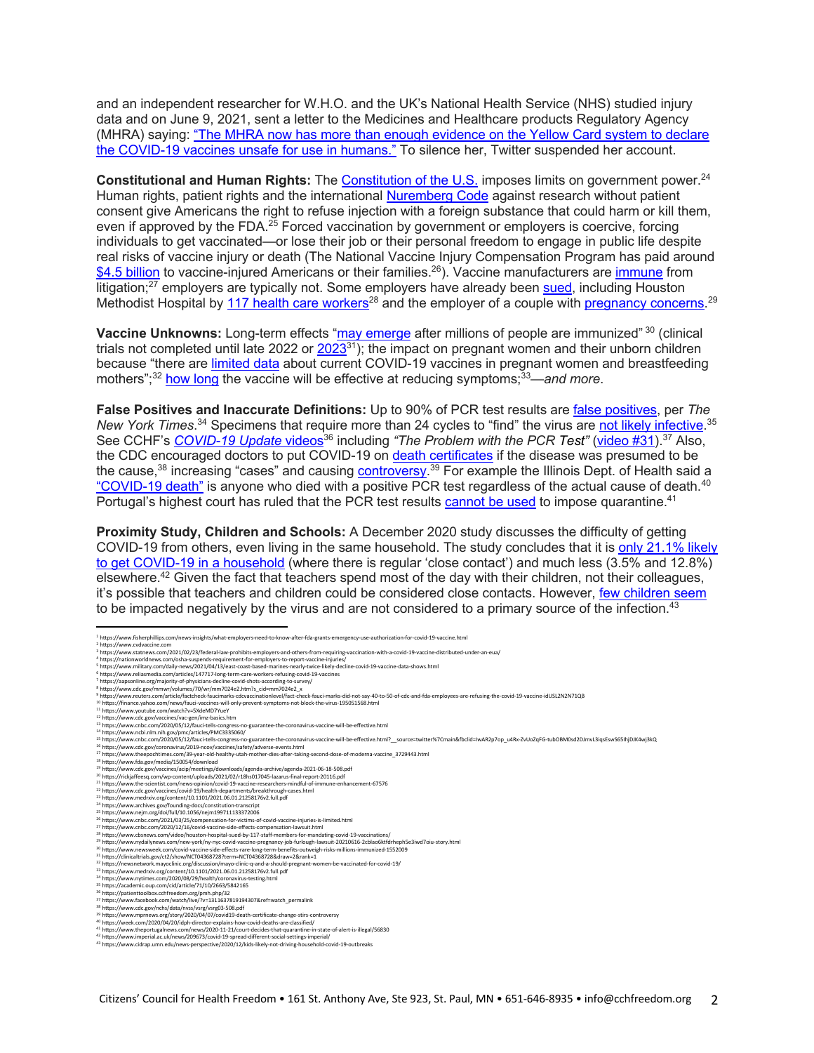and an independent researcher for W.H.O. and the UK's National Health Service (NHS) studied injury data and on June 9, 2021, sent a letter to the Medicines and Healthcare products Regulatory Agency (MHRA) saying: "The MHRA now has more than enough evidence on the Yellow Card system to declare the COVID-19 vaccines unsafe for use in humans." To silence her, Twitter suspended her account.

**Constitutional and Human Rights:** The Constitution of the U.S. imposes limits on government power.[24] Human rights, patient rights and the international Nuremberg Code against research without patient consent give Americans the right to refuse injection with a foreign substance that could harm or kill them, even if approved by the FDA.[25] Forced vaccination by government or employers is coercive, forcing individuals to get vaccinated—or lose their job or their personal freedom to engage in public life despite real risks of vaccine injury or death (The National Vaccine Injury Compensation Program has paid around $4.5 billion to vaccine-injured Americans or their families.[26]). Vaccine manufacturers are immune from litigation;[27] employers are typically not. Some employers have already been sued, including Houston Methodist Hospital by 117 health care workers[28] and the employer of a couple with pregnancy concerns.[29]

**Vaccine Unknowns:** Long-term effects "may emerge after millions of people are immunized" [30] (clinical trials not completed until late 2022 or 2023[31]); the impact on pregnant women and their unborn children because "there are limited data about current COVID-19 vaccines in pregnant women and breastfeeding mothers";[32] how long the vaccine will be effective at reducing symptoms;[33]—*and more*.

**False Positives and Inaccurate Definitions:** Up to 90% of PCR test results are false positives, per *The New York Times*.[34] Specimens that require more than 24 cycles to "find" the virus are not likely infective.[35] See CCHF's *COVID-19 Update* videos[36] including *"The Problem with the PCR Test"* (video #31).[37] Also, the CDC encouraged doctors to put COVID-19 on death certificates if the disease was presumed to be the cause,[38] increasing "cases" and causing controversy.[39] For example the Illinois Dept. of Health said a "COVID-19 death" is anyone who died with a positive PCR test regardless of the actual cause of death.[40] Portugal's highest court has ruled that the PCR test results cannot be used to impose quarantine.[41]

**Proximity Study, Children and Schools:** A December 2020 study discusses the difficulty of getting COVID-19 from others, even living in the same household. The study concludes that it is only 21.1% likely to get COVID-19 in a household (where there is regular 'close contact') and much less (3.5% and 12.8%) elsewhere.[42] Given the fact that teachers spend most of the day with their children, not their colleagues, it's possible that teachers and children could be considered close contacts. However, few children seem to be impacted negatively by the virus and are not considered to be a primary source of the infection.[43]

---

1 https://www.fisherphillips.com/news-insights/what-employers-need-to-know-after-fda-grants-emergency-use-authorization-for-covid-19-vaccine.html
2 https://www.cvdvaccine.com
3 https://www.statnews.com/2021/02/23/federal-law-prohibits-employers-and-others-from-requiring-vaccination-with-a-covid-19-vaccine-distributed-under-an-eua/
4 https://nationworldnews.com/osha-suspends-requirement-for-employers-to-report-vaccine-injuries/
5 https://www.military.com/daily-news/2021/04/13/east-coast-based-marines-nearly-twice-likely-decline-covid-19-vaccine-data-shows.html
6 https://www.reliasmedia.com/articles/147717-long-term-care-workers-refusing-covid-19-vaccines
7 https://aapsonline.org/majority-of-physicians-decline-covid-shots-according-to-survey/
8 https://www.cdc.gov/mmwr/volumes/70/wr/mm7024e2.htm?s_cid=mm7024e2_x
9 https://www.reuters.com/article/factcheck-faucimarks-cdcvaccinationlevel/fact-check-fauci-marks-did-not-say-40-to-50-of-cdc-and-fda-employees-are-refusing-the-covid-19-vaccine-idUSL2N2N71QB
10 https://finance.yahoo.com/news/fauci-vaccines-will-only-prevent-symptoms-not-block-the-virus-195051568.html
11 https://www.youtube.com/watch?v=5XdeMD7YueY
12 https://www.cdc.gov/vaccines/vac-gen/imz-basics.htm
13 https://www.cnbc.com/2020/05/12/fauci-tells-congress-no-guarantee-the-coronavirus-vaccine-will-be-effective.html
14 https://www.ncbi.nlm.nih.gov/pmc/articles/PMC3335060/
15 https://www.cnbc.com/2020/05/12/fauci-tells-congress-no-guarantee-the-coronavirus-vaccine-will-be-effective.html?__source=twitter%7Cmain&fbclid=IwAR2p7op_u4Rx-ZvUoZqFG-tubOBM0sd2DJmvL3iqsEswS65lhjDJK4wj3kQ
16 https://www.cdc.gov/coronavirus/2019-ncov/vaccines/safety/adverse-events.html
17 https://www.theepochtimes.com/39-year-old-healthy-utah-mother-dies-after-taking-second-dose-of-moderna-vaccine_3729443.html
18 https://www.fda.gov/media/150054/download
19 https://www.cdc.gov/vaccines/acip/meetings/downloads/agenda-archive/agenda-2021-06-18-508.pdf
20 https://rickjaffeesq.com/wp-content/uploads/2021/02/r18hs017045-lazarus-final-report-20116.pdf
21 https://www.the-scientist.com/news-opinion/covid-19-vaccine-researchers-mindful-of-immune-enhancement-67576
22 https://www.cdc.gov/vaccines/covid-19/health-departments/breakthrough-cases.html
23 https://www.medrxiv.org/content/10.1101/2021.06.01.21258176v2.full.pdf
24 https://www.archives.gov/founding-docs/constitution-transcript
25 https://www.nejm.org/doi/full/10.1056/nejm199711133372006
26 https://www.cnbc.com/2021/03/25/compensation-for-victims-of-covid-vaccine-injuries-is-limited.html
27 https://www.cnbc.com/2020/12/16/covid-vaccine-side-effects-compensation-lawsuit.html
28 https://www.cbsnews.com/video/houston-hospital-sued-by-117-staff-members-for-mandating-covid-19-vaccinations/
29 https://www.nydailynews.com/new-york/ny-nyc-covid-vaccine-pregnancy-job-furlough-lawsuit-20210616-2cblao6ktfdrheph5e3iwd7oiu-story.html
30 https://www.newsweek.com/covid-vaccine-side-effects-rare-long-term-benefits-outweigh-risks-millions-immunized-1552009
31 https://clinicaltrials.gov/ct2/show/NCT04368728?term=NCT04368728&draw=2&rank=1
32 https://newsnetwork.mayoclinic.org/discussion/mayo-clinic-q-and-a-should-pregnant-women-be-vaccinated-for-covid-19/
33 https://www.medrxiv.org/content/10.1101/2021.06.01.21258176v2.full.pdf
34 https://www.nytimes.com/2020/08/29/health/coronavirus-testing.html
35 https://academic.oup.com/cid/article/71/10/2663/5842165
36 https://patienttoolbox.cchfreedom.org/pmh.php/32
37 https://www.facebook.com/watch/live/?v=1311637819194307&ref=watch_permalink
38 https://www.cdc.gov/nchs/data/nvss/vsrg/vsrg03-508.pdf
39 https://www.mprnews.org/story/2020/04/07/covid19-death-certificate-change-stirs-controversy
40 https://week.com/2020/04/20/idph-director-explains-how-covid-deaths-are-classified/
41 https://www.theportugalnews.com/news/2020-11-21/court-decides-that-quarantine-in-state-of-alert-is-illegal/56830
42 https://www.imperial.ac.uk/news/209673/covid-19-spread-different-social-settings-imperial/
43 https://www.cidrap.umn.edu/news-perspective/2020/12/kids-likely-not-driving-household-covid-19-outbreaks

Citizens' Council for Health Freedom • 161 St. Anthony Ave, Ste 923, St. Paul, MN • 651-646-8935 • info@cchfreedom.org